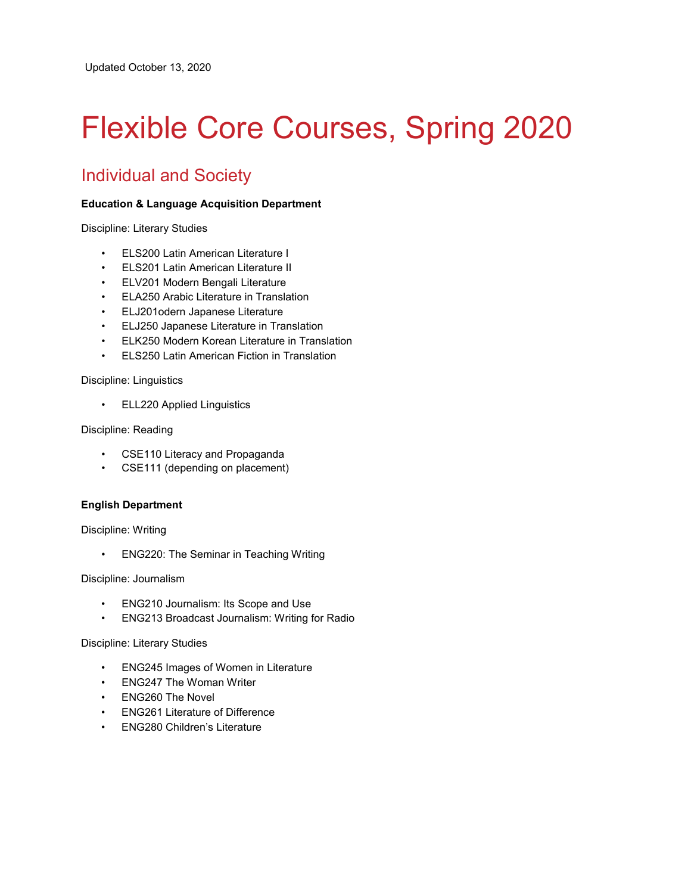Updated October 13, 2020

# Flexible Core Courses, Spring 2020

## Individual and Society

**Education & Language Acquisition Department**

Discipline: Literary Studies

- ELS200 Latin American Literature I
- ELS201 Latin American Literature II
- ELV201 Modern Bengali Literature
- ELA250 Arabic Literature in Translation
- ELJ201odern Japanese Literature
- ELJ250 Japanese Literature in Translation
- ELK250 Modern Korean Literature in Translation
- ELS250 Latin American Fiction in Translation

Discipline: Linguistics

- ELL220 Applied Linguistics

Discipline: Reading

- CSE110 Literacy and Propaganda
- CSE111 (depending on placement)

**English Department**

Discipline: Writing

- ENG220: The Seminar in Teaching Writing

Discipline: Journalism

- ENG210 Journalism: Its Scope and Use
- ENG213 Broadcast Journalism: Writing for Radio

Discipline: Literary Studies

- ENG245 Images of Women in Literature
- ENG247 The Woman Writer
- ENG260 The Novel
- ENG261 Literature of Difference
- ENG280 Children's Literature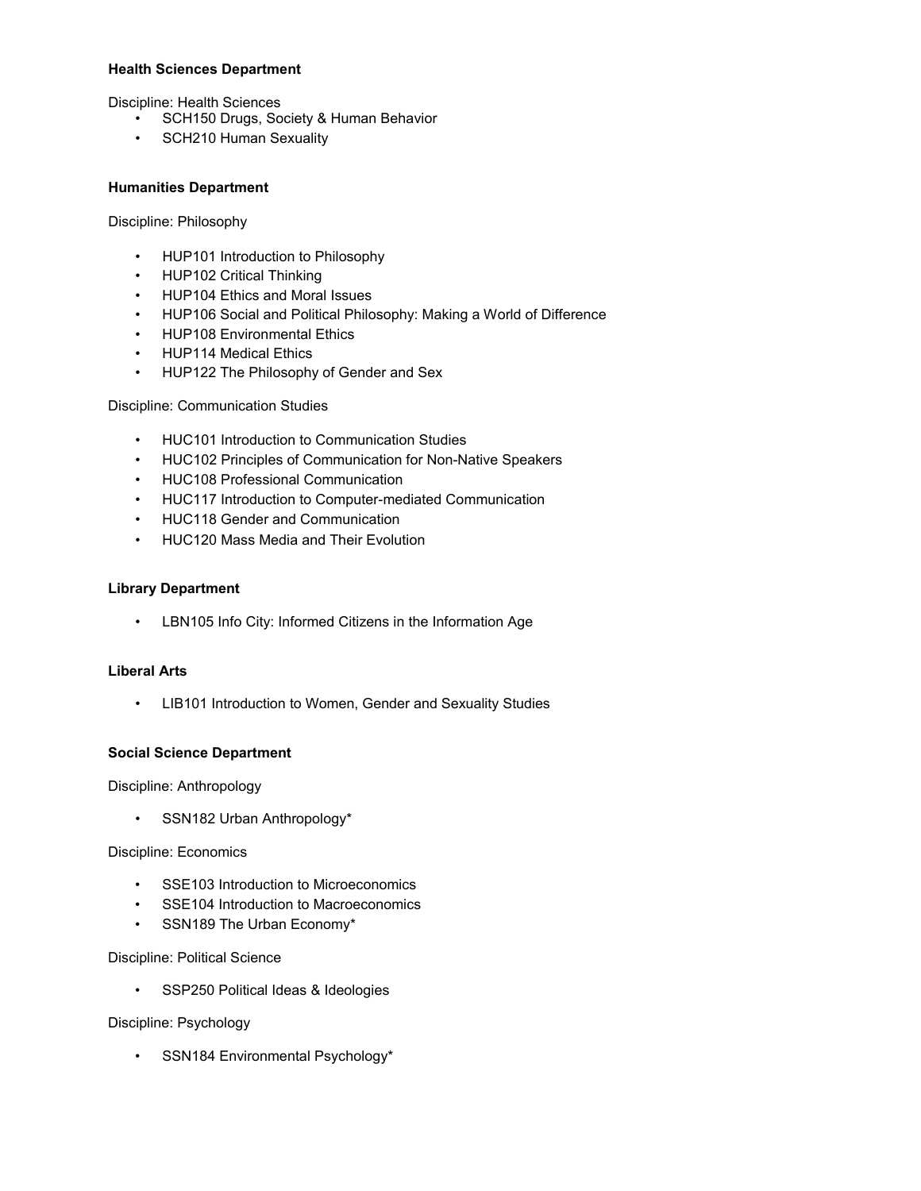**Health Sciences Department**

Discipline: Health Sciences

- SCH150 Drugs, Society & Human Behavior
- SCH210 Human Sexuality

**Humanities Department**

Discipline: Philosophy

- HUP101 Introduction to Philosophy
- HUP102 Critical Thinking
- HUP104 Ethics and Moral Issues
- HUP106 Social and Political Philosophy: Making a World of Difference
- HUP108 Environmental Ethics
- HUP114 Medical Ethics
- HUP122 The Philosophy of Gender and Sex

Discipline: Communication Studies

- HUC101 Introduction to Communication Studies
- HUC102 Principles of Communication for Non-Native Speakers
- HUC108 Professional Communication
- HUC117 Introduction to Computer-mediated Communication
- HUC118 Gender and Communication
- HUC120 Mass Media and Their Evolution

**Library Department**

- LBN105 Info City: Informed Citizens in the Information Age

**Liberal Arts**

- LIB101 Introduction to Women, Gender and Sexuality Studies

**Social Science Department**

Discipline: Anthropology

- SSN182 Urban Anthropology*

Discipline: Economics

- SSE103 Introduction to Microeconomics
- SSE104 Introduction to Macroeconomics
- SSN189 The Urban Economy*

Discipline: Political Science

- SSP250 Political Ideas & Ideologies

Discipline: Psychology

- SSN184 Environmental Psychology*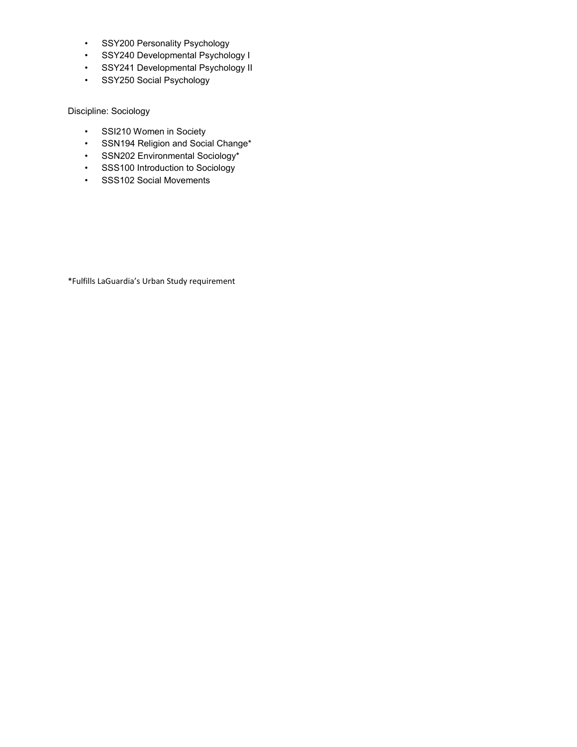- SSY200 Personality Psychology
- SSY240 Developmental Psychology I
- SSY241 Developmental Psychology II
- SSY250 Social Psychology

Discipline: Sociology

- SSI210 Women in Society
- SSN194 Religion and Social Change*
- SSN202 Environmental Sociology*
- SSS100 Introduction to Sociology
- SSS102 Social Movements

*Fulfills LaGuardia's Urban Study requirement